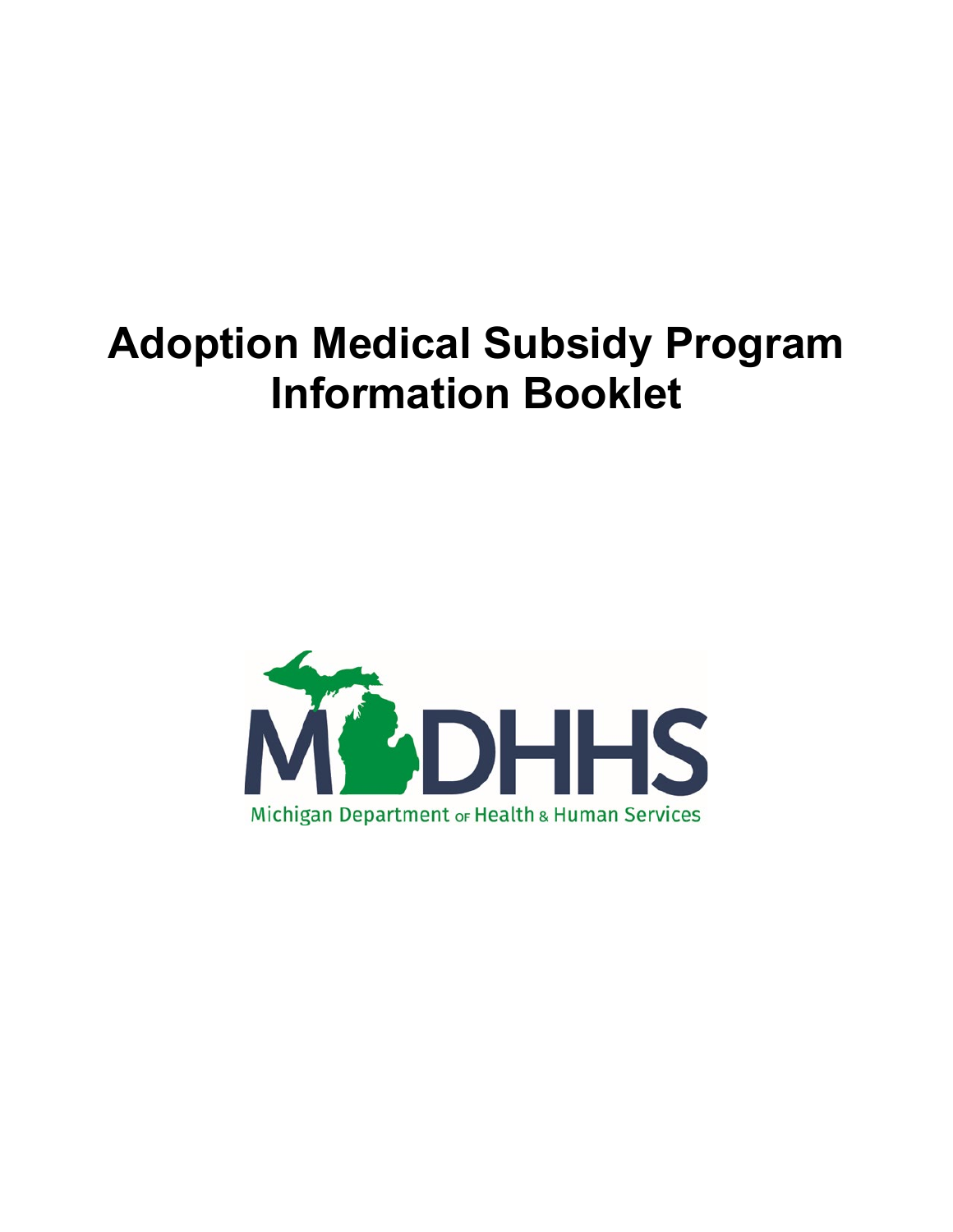# Adoption Medical Subsidy Program Information Booklet

Michigan Department of Health & Human Services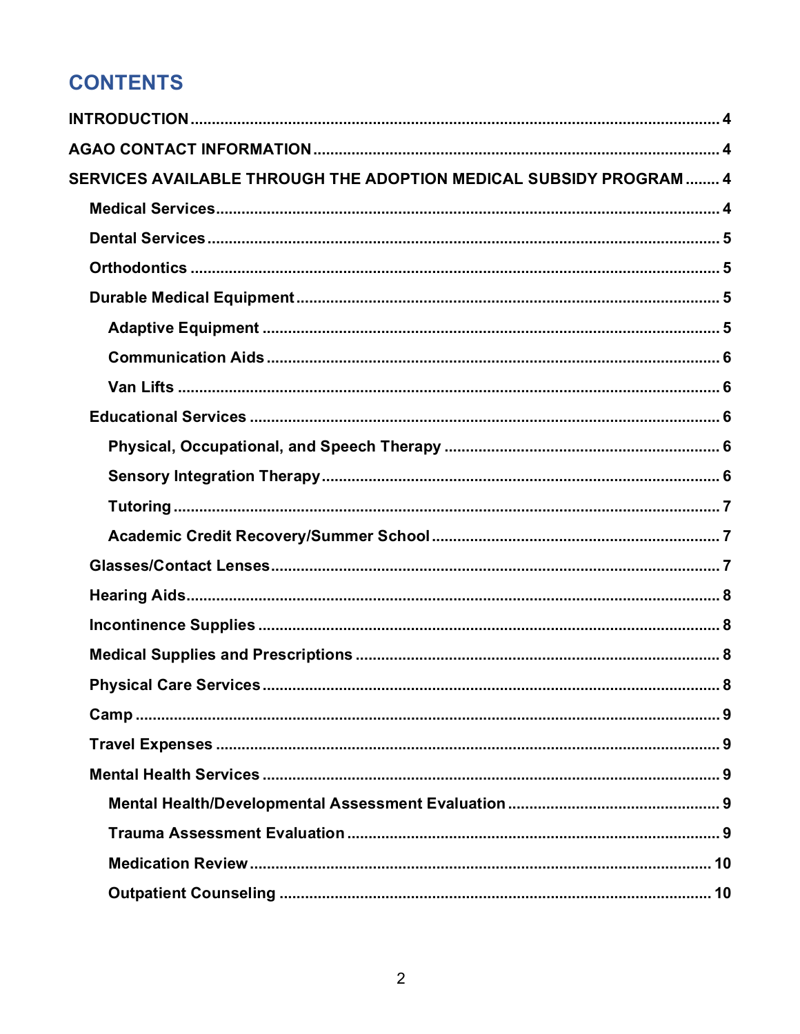# CONTENTS

- INTRODUCTION ..... 4
- AGAO CONTACT INFORMATION ..... 4
- SERVICES AVAILABLE THROUGH THE ADOPTION MEDICAL SUBSIDY PROGRAM ..... 4
  - Medical Services ..... 4
  - Dental Services ..... 5
  - Orthodontics ..... 5
  - Durable Medical Equipment ..... 5
    - Adaptive Equipment ..... 5
    - Communication Aids ..... 6
    - Van Lifts ..... 6
  - Educational Services ..... 6
    - Physical, Occupational, and Speech Therapy ..... 6
    - Sensory Integration Therapy ..... 6
    - Tutoring ..... 7
    - Academic Credit Recovery/Summer School ..... 7
  - Glasses/Contact Lenses ..... 7
  - Hearing Aids ..... 8
  - Incontinence Supplies ..... 8
  - Medical Supplies and Prescriptions ..... 8
  - Physical Care Services ..... 8
  - Camp ..... 9
  - Travel Expenses ..... 9
  - Mental Health Services ..... 9
    - Mental Health/Developmental Assessment Evaluation ..... 9
    - Trauma Assessment Evaluation ..... 9
    - Medication Review ..... 10
    - Outpatient Counseling ..... 10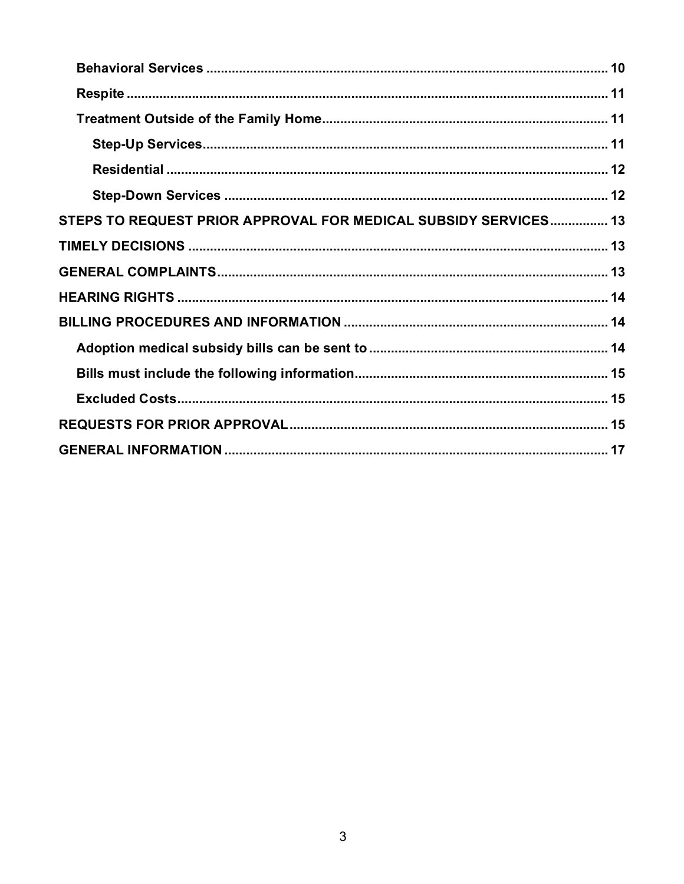- **Behavioral Services** ........................................ 10
- **Respite** ........................................ 11
- **Treatment Outside of the Family Home** ........................................ 11
  - **Step-Up Services** ........................................ 11
  - **Residential** ........................................ 12
  - **Step-Down Services** ........................................ 12

**STEPS TO REQUEST PRIOR APPROVAL FOR MEDICAL SUBSIDY SERVICES** ........................................ 13

**TIMELY DECISIONS** ........................................ 13

**GENERAL COMPLAINTS** ........................................ 13

**HEARING RIGHTS** ........................................ 14

**BILLING PROCEDURES AND INFORMATION** ........................................ 14

- **Adoption medical subsidy bills can be sent to** ........................................ 14
- **Bills must include the following information** ........................................ 15
- **Excluded Costs** ........................................ 15

**REQUESTS FOR PRIOR APPROVAL** ........................................ 15

**GENERAL INFORMATION** ........................................ 17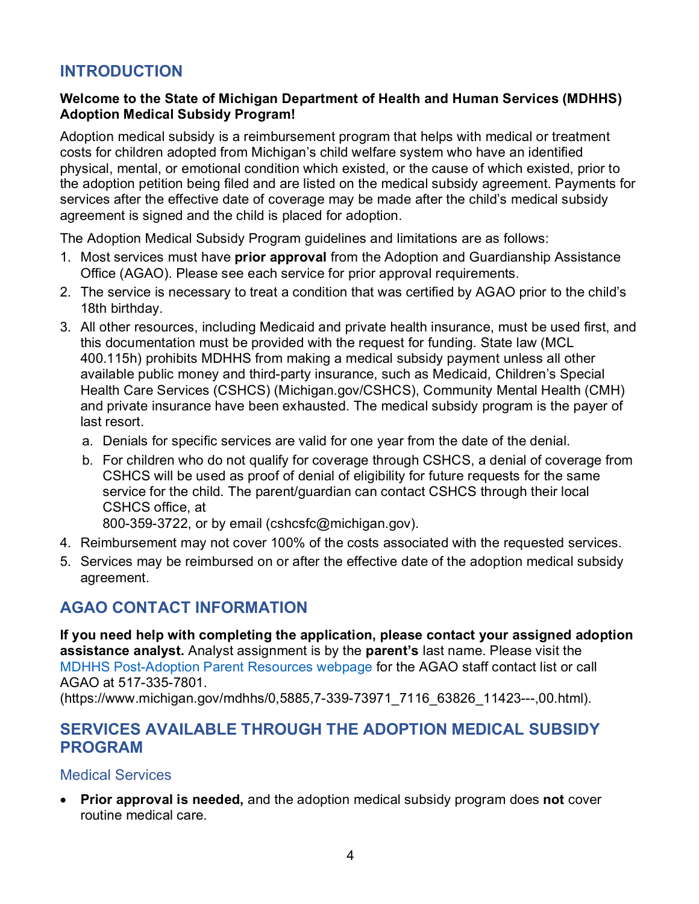## INTRODUCTION

**Welcome to the State of Michigan Department of Health and Human Services (MDHHS) Adoption Medical Subsidy Program!**

Adoption medical subsidy is a reimbursement program that helps with medical or treatment costs for children adopted from Michigan's child welfare system who have an identified physical, mental, or emotional condition which existed, or the cause of which existed, prior to the adoption petition being filed and are listed on the medical subsidy agreement. Payments for services after the effective date of coverage may be made after the child's medical subsidy agreement is signed and the child is placed for adoption.

The Adoption Medical Subsidy Program guidelines and limitations are as follows:

1. Most services must have **prior approval** from the Adoption and Guardianship Assistance Office (AGAO). Please see each service for prior approval requirements.
2. The service is necessary to treat a condition that was certified by AGAO prior to the child's 18th birthday.
3. All other resources, including Medicaid and private health insurance, must be used first, and this documentation must be provided with the request for funding. State law (MCL 400.115h) prohibits MDHHS from making a medical subsidy payment unless all other available public money and third-party insurance, such as Medicaid, Children's Special Health Care Services (CSHCS) (Michigan.gov/CSHCS), Community Mental Health (CMH) and private insurance have been exhausted. The medical subsidy program is the payer of last resort.
   a. Denials for specific services are valid for one year from the date of the denial.
   b. For children who do not qualify for coverage through CSHCS, a denial of coverage from CSHCS will be used as proof of denial of eligibility for future requests for the same service for the child. The parent/guardian can contact CSHCS through their local CSHCS office, at 800-359-3722, or by email (cshcsfc@michigan.gov).
4. Reimbursement may not cover 100% of the costs associated with the requested services.
5. Services may be reimbursed on or after the effective date of the adoption medical subsidy agreement.

## AGAO CONTACT INFORMATION

**If you need help with completing the application, please contact your assigned adoption assistance analyst.** Analyst assignment is by the **parent's** last name. Please visit the MDHHS Post-Adoption Parent Resources webpage for the AGAO staff contact list or call AGAO at 517-335-7801.
(https://www.michigan.gov/mdhhs/0,5885,7-339-73971_7116_63826_11423---,00.html).

## SERVICES AVAILABLE THROUGH THE ADOPTION MEDICAL SUBSIDY PROGRAM

### Medical Services

- **Prior approval is needed,** and the adoption medical subsidy program does **not** cover routine medical care.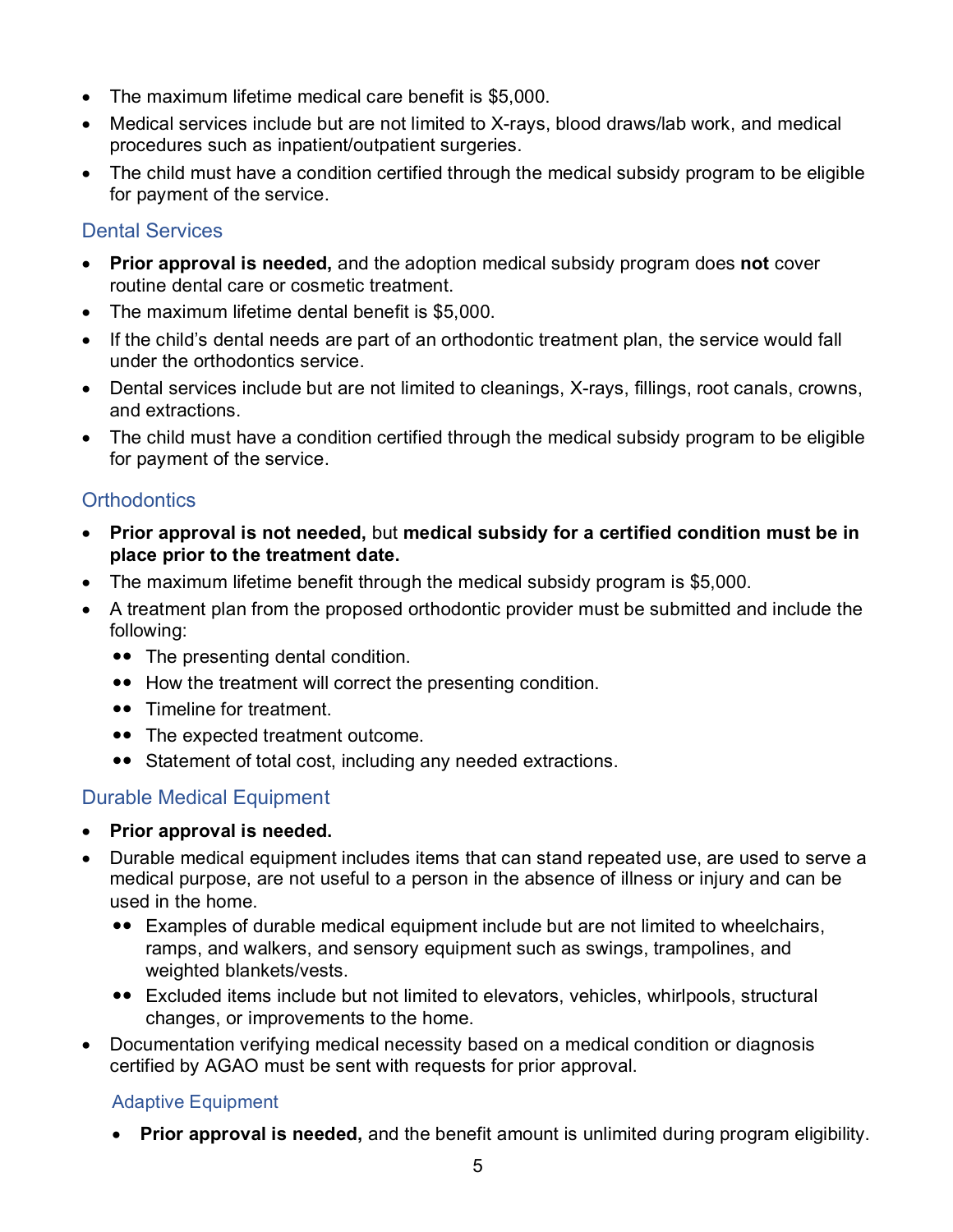- The maximum lifetime medical care benefit is $5,000.
- Medical services include but are not limited to X-rays, blood draws/lab work, and medical procedures such as inpatient/outpatient surgeries.
- The child must have a condition certified through the medical subsidy program to be eligible for payment of the service.

## Dental Services

- **Prior approval is needed,** and the adoption medical subsidy program does **not** cover routine dental care or cosmetic treatment.
- The maximum lifetime dental benefit is $5,000.
- If the child's dental needs are part of an orthodontic treatment plan, the service would fall under the orthodontics service.
- Dental services include but are not limited to cleanings, X-rays, fillings, root canals, crowns, and extractions.
- The child must have a condition certified through the medical subsidy program to be eligible for payment of the service.

## Orthodontics

- **Prior approval is not needed,** but **medical subsidy for a certified condition must be in place prior to the treatment date.**
- The maximum lifetime benefit through the medical subsidy program is $5,000.
- A treatment plan from the proposed orthodontic provider must be submitted and include the following:
  - The presenting dental condition.
  - How the treatment will correct the presenting condition.
  - Timeline for treatment.
  - The expected treatment outcome.
  - Statement of total cost, including any needed extractions.

## Durable Medical Equipment

- **Prior approval is needed.**
- Durable medical equipment includes items that can stand repeated use, are used to serve a medical purpose, are not useful to a person in the absence of illness or injury and can be used in the home.
  - Examples of durable medical equipment include but are not limited to wheelchairs, ramps, and walkers, and sensory equipment such as swings, trampolines, and weighted blankets/vests.
  - Excluded items include but not limited to elevators, vehicles, whirlpools, structural changes, or improvements to the home.
- Documentation verifying medical necessity based on a medical condition or diagnosis certified by AGAO must be sent with requests for prior approval.

### Adaptive Equipment

- **Prior approval is needed,** and the benefit amount is unlimited during program eligibility.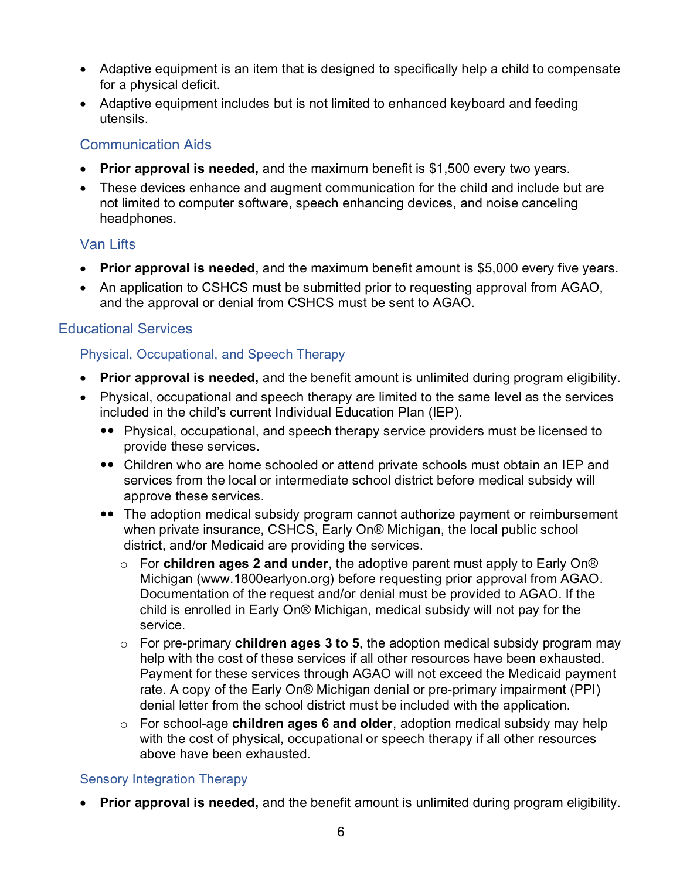- Adaptive equipment is an item that is designed to specifically help a child to compensate for a physical deficit.
- Adaptive equipment includes but is not limited to enhanced keyboard and feeding utensils.

### Communication Aids

- **Prior approval is needed,** and the maximum benefit is $1,500 every two years.
- These devices enhance and augment communication for the child and include but are not limited to computer software, speech enhancing devices, and noise canceling headphones.

### Van Lifts

- **Prior approval is needed,** and the maximum benefit amount is $5,000 every five years.
- An application to CSHCS must be submitted prior to requesting approval from AGAO, and the approval or denial from CSHCS must be sent to AGAO.

## Educational Services

### Physical, Occupational, and Speech Therapy

- **Prior approval is needed,** and the benefit amount is unlimited during program eligibility.
- Physical, occupational and speech therapy are limited to the same level as the services included in the child's current Individual Education Plan (IEP).
  - Physical, occupational, and speech therapy service providers must be licensed to provide these services.
  - Children who are home schooled or attend private schools must obtain an IEP and services from the local or intermediate school district before medical subsidy will approve these services.
  - The adoption medical subsidy program cannot authorize payment or reimbursement when private insurance, CSHCS, Early On® Michigan, the local public school district, and/or Medicaid are providing the services.
    - For **children ages 2 and under**, the adoptive parent must apply to Early On® Michigan (www.1800earlyon.org) before requesting prior approval from AGAO. Documentation of the request and/or denial must be provided to AGAO. If the child is enrolled in Early On® Michigan, medical subsidy will not pay for the service.
    - For pre-primary **children ages 3 to 5**, the adoption medical subsidy program may help with the cost of these services if all other resources have been exhausted. Payment for these services through AGAO will not exceed the Medicaid payment rate. A copy of the Early On® Michigan denial or pre-primary impairment (PPI) denial letter from the school district must be included with the application.
    - For school-age **children ages 6 and older**, adoption medical subsidy may help with the cost of physical, occupational or speech therapy if all other resources above have been exhausted.

### Sensory Integration Therapy

- **Prior approval is needed,** and the benefit amount is unlimited during program eligibility.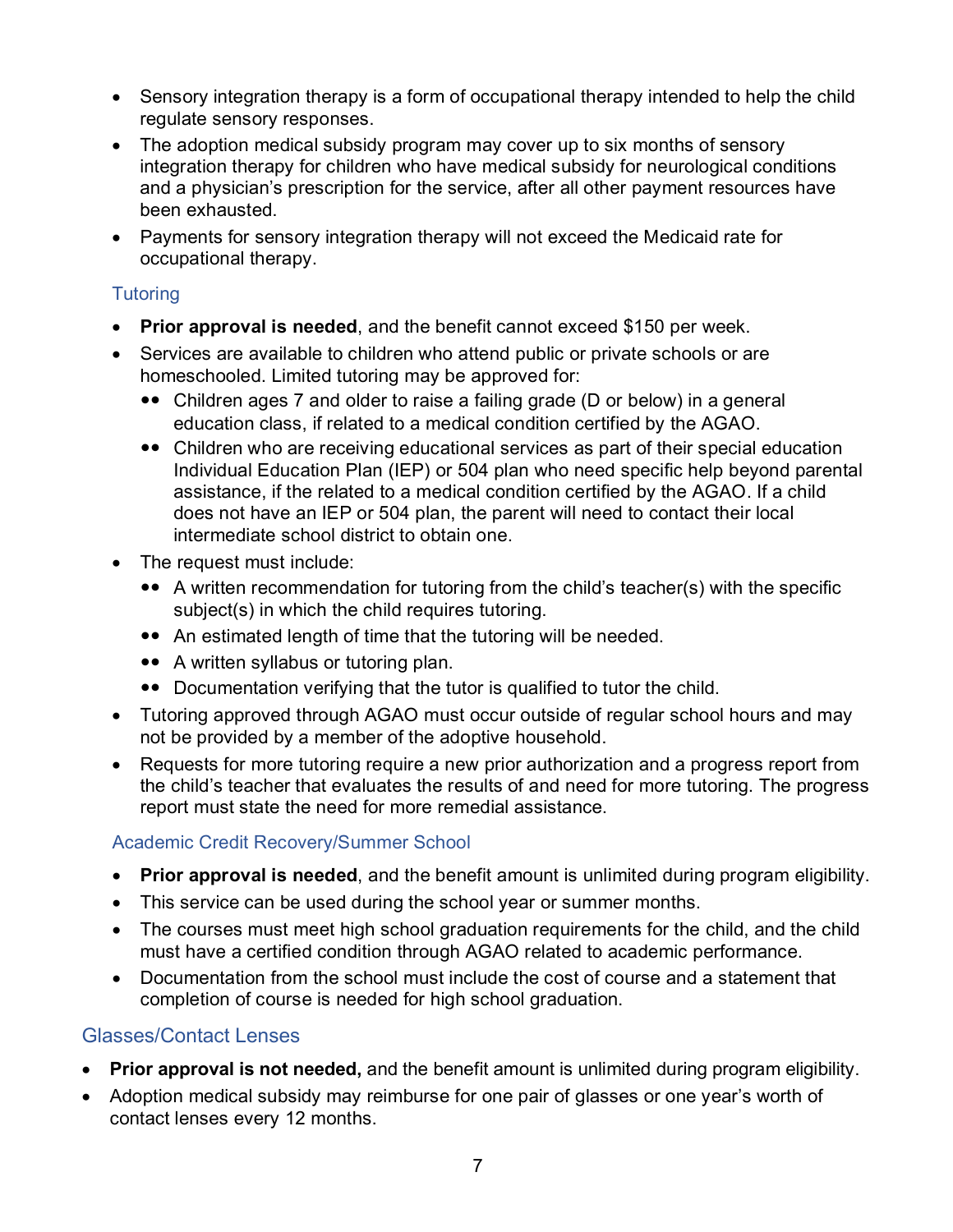- Sensory integration therapy is a form of occupational therapy intended to help the child regulate sensory responses.
- The adoption medical subsidy program may cover up to six months of sensory integration therapy for children who have medical subsidy for neurological conditions and a physician's prescription for the service, after all other payment resources have been exhausted.
- Payments for sensory integration therapy will not exceed the Medicaid rate for occupational therapy.

### Tutoring

- **Prior approval is needed**, and the benefit cannot exceed $150 per week.
- Services are available to children who attend public or private schools or are homeschooled. Limited tutoring may be approved for:
  - Children ages 7 and older to raise a failing grade (D or below) in a general education class, if related to a medical condition certified by the AGAO.
  - Children who are receiving educational services as part of their special education Individual Education Plan (IEP) or 504 plan who need specific help beyond parental assistance, if the related to a medical condition certified by the AGAO. If a child does not have an IEP or 504 plan, the parent will need to contact their local intermediate school district to obtain one.
- The request must include:
  - A written recommendation for tutoring from the child's teacher(s) with the specific subject(s) in which the child requires tutoring.
  - An estimated length of time that the tutoring will be needed.
  - A written syllabus or tutoring plan.
  - Documentation verifying that the tutor is qualified to tutor the child.
- Tutoring approved through AGAO must occur outside of regular school hours and may not be provided by a member of the adoptive household.
- Requests for more tutoring require a new prior authorization and a progress report from the child's teacher that evaluates the results of and need for more tutoring. The progress report must state the need for more remedial assistance.

### Academic Credit Recovery/Summer School

- **Prior approval is needed**, and the benefit amount is unlimited during program eligibility.
- This service can be used during the school year or summer months.
- The courses must meet high school graduation requirements for the child, and the child must have a certified condition through AGAO related to academic performance.
- Documentation from the school must include the cost of course and a statement that completion of course is needed for high school graduation.

## Glasses/Contact Lenses

- **Prior approval is not needed,** and the benefit amount is unlimited during program eligibility.
- Adoption medical subsidy may reimburse for one pair of glasses or one year's worth of contact lenses every 12 months.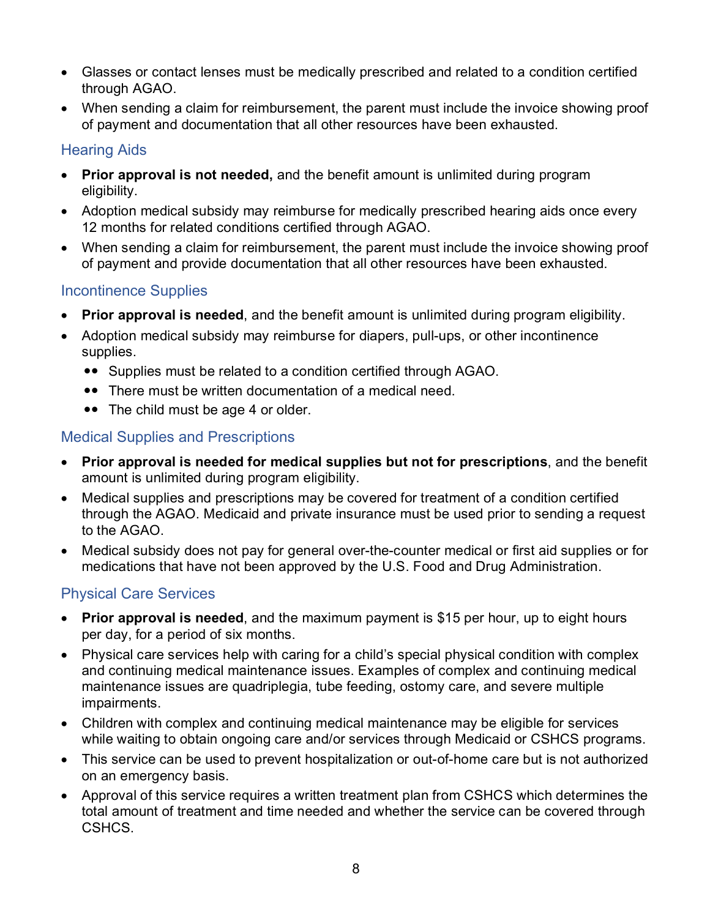- Glasses or contact lenses must be medically prescribed and related to a condition certified through AGAO.
- When sending a claim for reimbursement, the parent must include the invoice showing proof of payment and documentation that all other resources have been exhausted.

## Hearing Aids

- **Prior approval is not needed,** and the benefit amount is unlimited during program eligibility.
- Adoption medical subsidy may reimburse for medically prescribed hearing aids once every 12 months for related conditions certified through AGAO.
- When sending a claim for reimbursement, the parent must include the invoice showing proof of payment and provide documentation that all other resources have been exhausted.

## Incontinence Supplies

- **Prior approval is needed**, and the benefit amount is unlimited during program eligibility.
- Adoption medical subsidy may reimburse for diapers, pull-ups, or other incontinence supplies.
  - Supplies must be related to a condition certified through AGAO.
  - There must be written documentation of a medical need.
  - The child must be age 4 or older.

## Medical Supplies and Prescriptions

- **Prior approval is needed for medical supplies but not for prescriptions**, and the benefit amount is unlimited during program eligibility.
- Medical supplies and prescriptions may be covered for treatment of a condition certified through the AGAO. Medicaid and private insurance must be used prior to sending a request to the AGAO.
- Medical subsidy does not pay for general over-the-counter medical or first aid supplies or for medications that have not been approved by the U.S. Food and Drug Administration.

## Physical Care Services

- **Prior approval is needed**, and the maximum payment is $15 per hour, up to eight hours per day, for a period of six months.
- Physical care services help with caring for a child's special physical condition with complex and continuing medical maintenance issues. Examples of complex and continuing medical maintenance issues are quadriplegia, tube feeding, ostomy care, and severe multiple impairments.
- Children with complex and continuing medical maintenance may be eligible for services while waiting to obtain ongoing care and/or services through Medicaid or CSHCS programs.
- This service can be used to prevent hospitalization or out-of-home care but is not authorized on an emergency basis.
- Approval of this service requires a written treatment plan from CSHCS which determines the total amount of treatment and time needed and whether the service can be covered through CSHCS.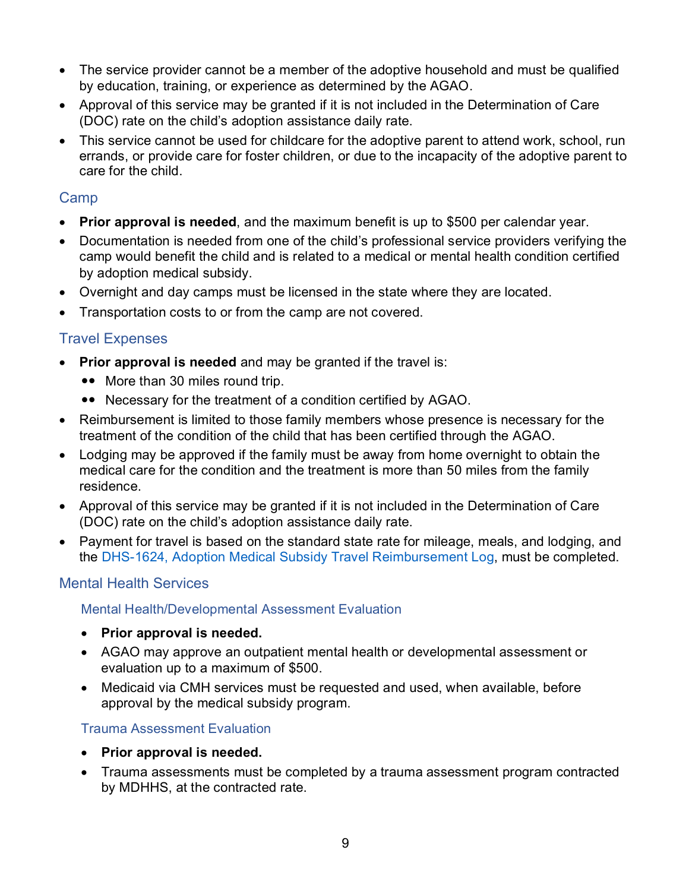- The service provider cannot be a member of the adoptive household and must be qualified by education, training, or experience as determined by the AGAO.
- Approval of this service may be granted if it is not included in the Determination of Care (DOC) rate on the child's adoption assistance daily rate.
- This service cannot be used for childcare for the adoptive parent to attend work, school, run errands, or provide care for foster children, or due to the incapacity of the adoptive parent to care for the child.

## Camp

- **Prior approval is needed**, and the maximum benefit is up to $500 per calendar year.
- Documentation is needed from one of the child's professional service providers verifying the camp would benefit the child and is related to a medical or mental health condition certified by adoption medical subsidy.
- Overnight and day camps must be licensed in the state where they are located.
- Transportation costs to or from the camp are not covered.

## Travel Expenses

- **Prior approval is needed** and may be granted if the travel is:
  - More than 30 miles round trip.
  - Necessary for the treatment of a condition certified by AGAO.
- Reimbursement is limited to those family members whose presence is necessary for the treatment of the condition of the child that has been certified through the AGAO.
- Lodging may be approved if the family must be away from home overnight to obtain the medical care for the condition and the treatment is more than 50 miles from the family residence.
- Approval of this service may be granted if it is not included in the Determination of Care (DOC) rate on the child's adoption assistance daily rate.
- Payment for travel is based on the standard state rate for mileage, meals, and lodging, and the DHS-1624, Adoption Medical Subsidy Travel Reimbursement Log, must be completed.

## Mental Health Services

### Mental Health/Developmental Assessment Evaluation

- **Prior approval is needed.**
- AGAO may approve an outpatient mental health or developmental assessment or evaluation up to a maximum of $500.
- Medicaid via CMH services must be requested and used, when available, before approval by the medical subsidy program.

### Trauma Assessment Evaluation

- **Prior approval is needed.**
- Trauma assessments must be completed by a trauma assessment program contracted by MDHHS, at the contracted rate.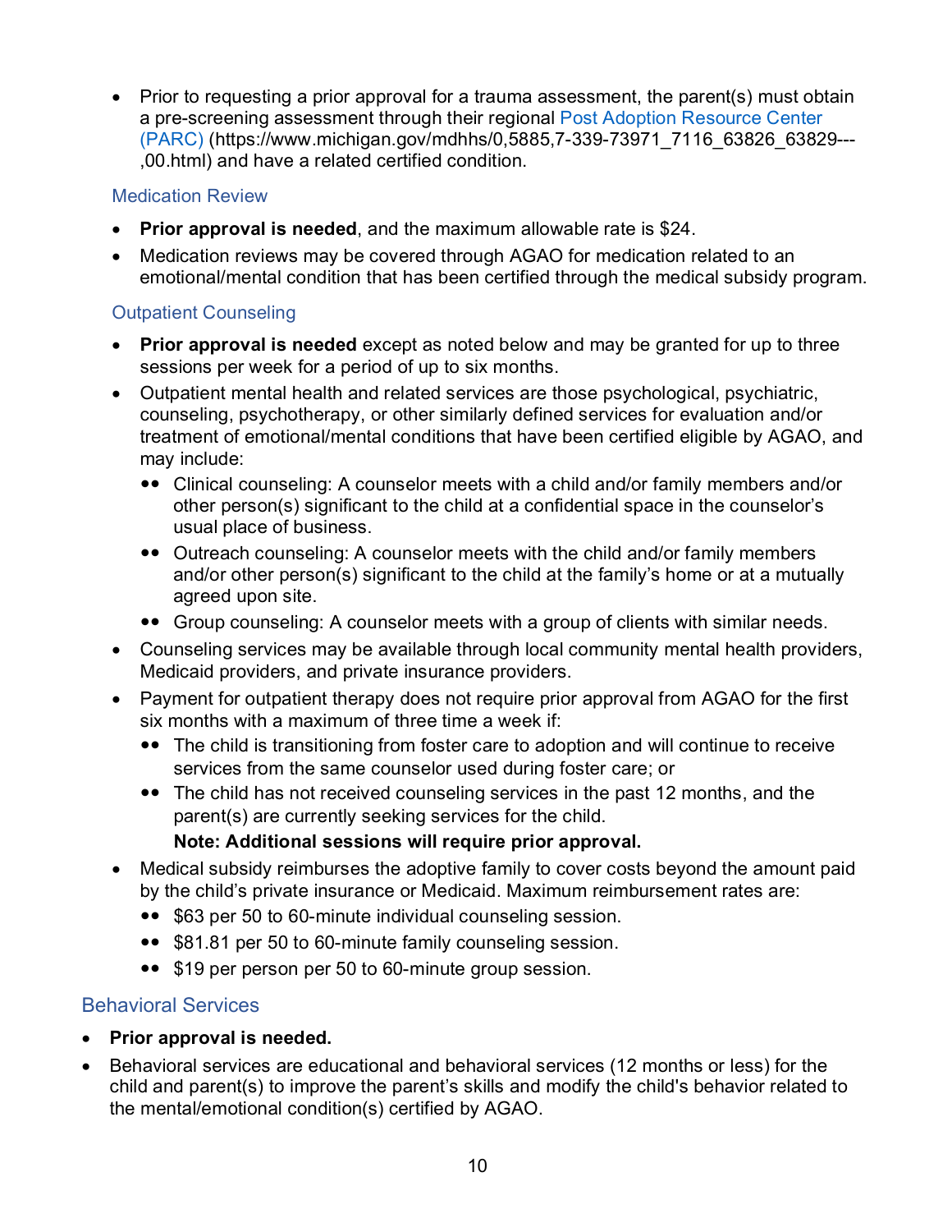- Prior to requesting a prior approval for a trauma assessment, the parent(s) must obtain a pre-screening assessment through their regional [Post Adoption Resource Center (PARC)](https://www.michigan.gov/mdhhs/0,5885,7-339-73971_7116_63826_63829---,00.html) (https://www.michigan.gov/mdhhs/0,5885,7-339-73971_7116_63826_63829---,00.html) and have a related certified condition.

### Medication Review

- **Prior approval is needed**, and the maximum allowable rate is $24.
- Medication reviews may be covered through AGAO for medication related to an emotional/mental condition that has been certified through the medical subsidy program.

### Outpatient Counseling

- **Prior approval is needed** except as noted below and may be granted for up to three sessions per week for a period of up to six months.
- Outpatient mental health and related services are those psychological, psychiatric, counseling, psychotherapy, or other similarly defined services for evaluation and/or treatment of emotional/mental conditions that have been certified eligible by AGAO, and may include:
  - Clinical counseling: A counselor meets with a child and/or family members and/or other person(s) significant to the child at a confidential space in the counselor's usual place of business.
  - Outreach counseling: A counselor meets with the child and/or family members and/or other person(s) significant to the child at the family's home or at a mutually agreed upon site.
  - Group counseling: A counselor meets with a group of clients with similar needs.
- Counseling services may be available through local community mental health providers, Medicaid providers, and private insurance providers.
- Payment for outpatient therapy does not require prior approval from AGAO for the first six months with a maximum of three time a week if:
  - The child is transitioning from foster care to adoption and will continue to receive services from the same counselor used during foster care; or
  - The child has not received counseling services in the past 12 months, and the parent(s) are currently seeking services for the child.

    **Note: Additional sessions will require prior approval.**
- Medical subsidy reimburses the adoptive family to cover costs beyond the amount paid by the child's private insurance or Medicaid. Maximum reimbursement rates are:
  - $63 per 50 to 60-minute individual counseling session.
  - $81.81 per 50 to 60-minute family counseling session.
  - $19 per person per 50 to 60-minute group session.

## Behavioral Services

- **Prior approval is needed.**
- Behavioral services are educational and behavioral services (12 months or less) for the child and parent(s) to improve the parent's skills and modify the child's behavior related to the mental/emotional condition(s) certified by AGAO.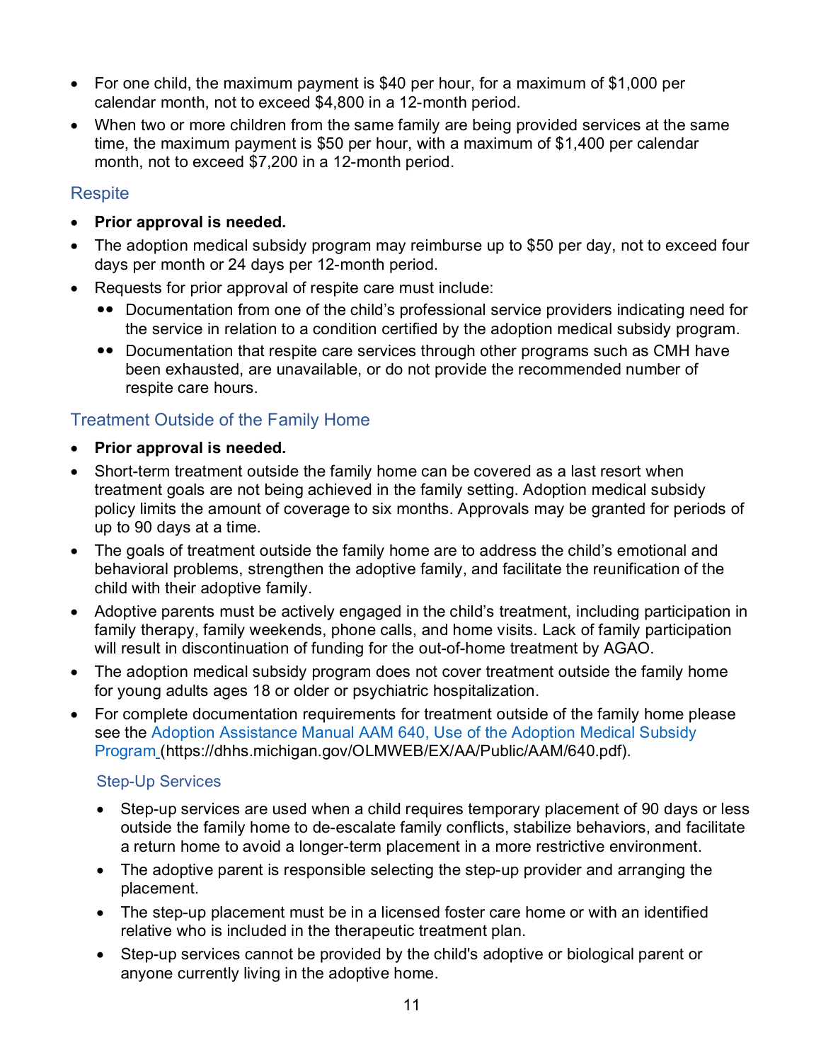- For one child, the maximum payment is $40 per hour, for a maximum of $1,000 per calendar month, not to exceed $4,800 in a 12-month period.
- When two or more children from the same family are being provided services at the same time, the maximum payment is $50 per hour, with a maximum of $1,400 per calendar month, not to exceed $7,200 in a 12-month period.

### Respite

- **Prior approval is needed.**
- The adoption medical subsidy program may reimburse up to $50 per day, not to exceed four days per month or 24 days per 12-month period.
- Requests for prior approval of respite care must include:
  - Documentation from one of the child's professional service providers indicating need for the service in relation to a condition certified by the adoption medical subsidy program.
  - Documentation that respite care services through other programs such as CMH have been exhausted, are unavailable, or do not provide the recommended number of respite care hours.

### Treatment Outside of the Family Home

- **Prior approval is needed.**
- Short-term treatment outside the family home can be covered as a last resort when treatment goals are not being achieved in the family setting. Adoption medical subsidy policy limits the amount of coverage to six months. Approvals may be granted for periods of up to 90 days at a time.
- The goals of treatment outside the family home are to address the child's emotional and behavioral problems, strengthen the adoptive family, and facilitate the reunification of the child with their adoptive family.
- Adoptive parents must be actively engaged in the child's treatment, including participation in family therapy, family weekends, phone calls, and home visits. Lack of family participation will result in discontinuation of funding for the out-of-home treatment by AGAO.
- The adoption medical subsidy program does not cover treatment outside the family home for young adults ages 18 or older or psychiatric hospitalization.
- For complete documentation requirements for treatment outside of the family home please see the Adoption Assistance Manual AAM 640, Use of the Adoption Medical Subsidy Program (https://dhhs.michigan.gov/OLMWEB/EX/AA/Public/AAM/640.pdf).

#### Step-Up Services

- Step-up services are used when a child requires temporary placement of 90 days or less outside the family home to de-escalate family conflicts, stabilize behaviors, and facilitate a return home to avoid a longer-term placement in a more restrictive environment.
- The adoptive parent is responsible selecting the step-up provider and arranging the placement.
- The step-up placement must be in a licensed foster care home or with an identified relative who is included in the therapeutic treatment plan.
- Step-up services cannot be provided by the child's adoptive or biological parent or anyone currently living in the adoptive home.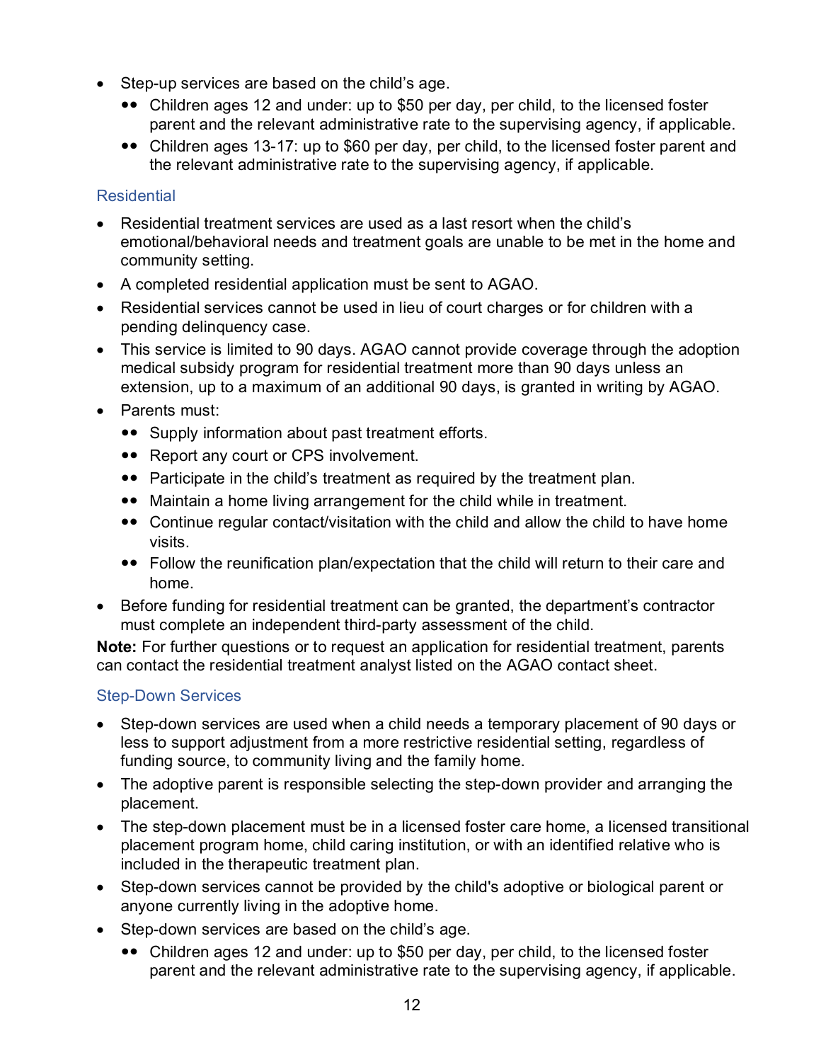- Step-up services are based on the child's age.
  - Children ages 12 and under: up to $50 per day, per child, to the licensed foster parent and the relevant administrative rate to the supervising agency, if applicable.
  - Children ages 13-17: up to $60 per day, per child, to the licensed foster parent and the relevant administrative rate to the supervising agency, if applicable.

### Residential

- Residential treatment services are used as a last resort when the child's emotional/behavioral needs and treatment goals are unable to be met in the home and community setting.
- A completed residential application must be sent to AGAO.
- Residential services cannot be used in lieu of court charges or for children with a pending delinquency case.
- This service is limited to 90 days. AGAO cannot provide coverage through the adoption medical subsidy program for residential treatment more than 90 days unless an extension, up to a maximum of an additional 90 days, is granted in writing by AGAO.
- Parents must:
  - Supply information about past treatment efforts.
  - Report any court or CPS involvement.
  - Participate in the child's treatment as required by the treatment plan.
  - Maintain a home living arrangement for the child while in treatment.
  - Continue regular contact/visitation with the child and allow the child to have home visits.
  - Follow the reunification plan/expectation that the child will return to their care and home.
- Before funding for residential treatment can be granted, the department's contractor must complete an independent third-party assessment of the child.

**Note:** For further questions or to request an application for residential treatment, parents can contact the residential treatment analyst listed on the AGAO contact sheet.

### Step-Down Services

- Step-down services are used when a child needs a temporary placement of 90 days or less to support adjustment from a more restrictive residential setting, regardless of funding source, to community living and the family home.
- The adoptive parent is responsible selecting the step-down provider and arranging the placement.
- The step-down placement must be in a licensed foster care home, a licensed transitional placement program home, child caring institution, or with an identified relative who is included in the therapeutic treatment plan.
- Step-down services cannot be provided by the child's adoptive or biological parent or anyone currently living in the adoptive home.
- Step-down services are based on the child's age.
  - Children ages 12 and under: up to $50 per day, per child, to the licensed foster parent and the relevant administrative rate to the supervising agency, if applicable.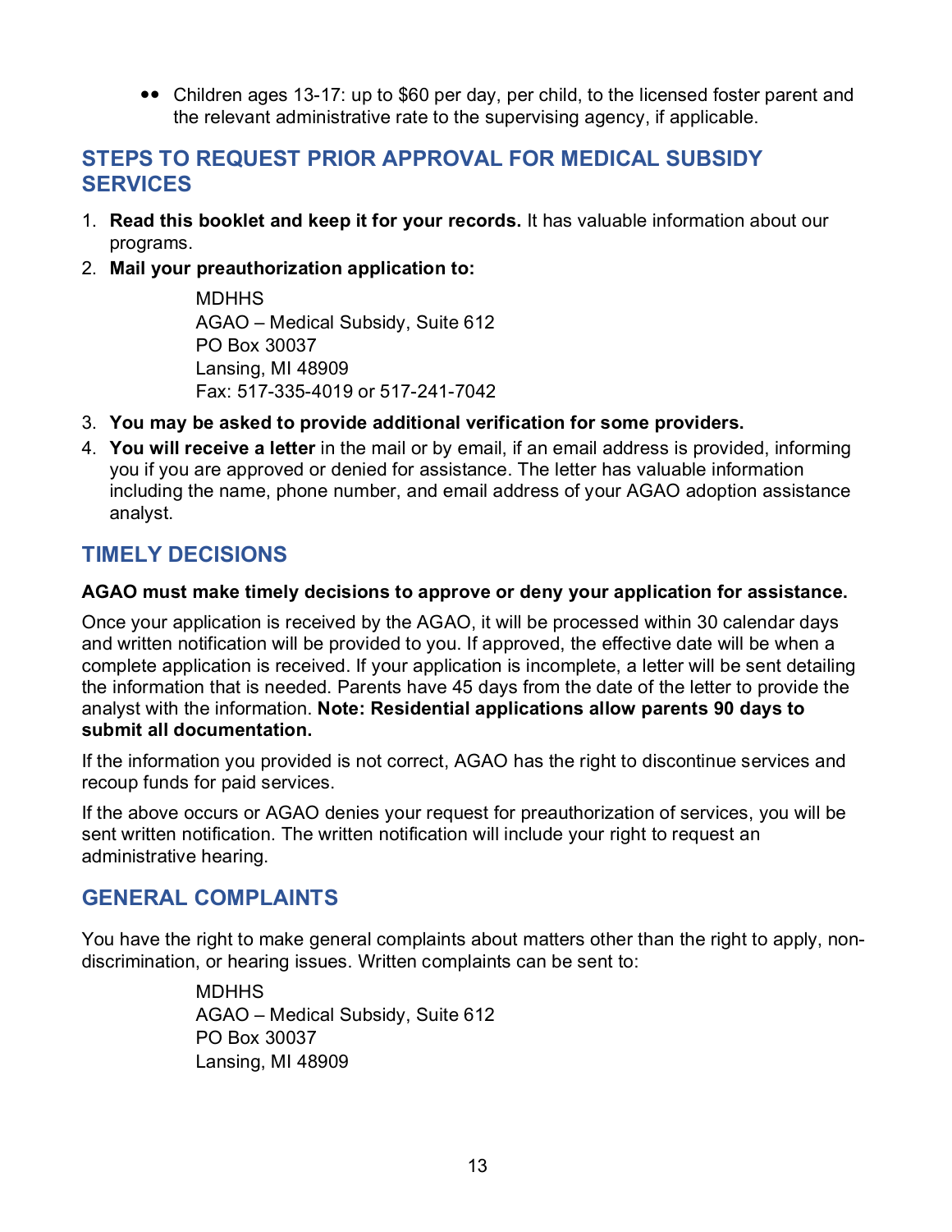- Children ages 13-17: up to $60 per day, per child, to the licensed foster parent and the relevant administrative rate to the supervising agency, if applicable.

## STEPS TO REQUEST PRIOR APPROVAL FOR MEDICAL SUBSIDY SERVICES

1. **Read this booklet and keep it for your records.** It has valuable information about our programs.
2. **Mail your preauthorization application to:**

   MDHHS
   AGAO – Medical Subsidy, Suite 612
   PO Box 30037
   Lansing, MI 48909
   Fax: 517-335-4019 or 517-241-7042

3. **You may be asked to provide additional verification for some providers.**
4. **You will receive a letter** in the mail or by email, if an email address is provided, informing you if you are approved or denied for assistance. The letter has valuable information including the name, phone number, and email address of your AGAO adoption assistance analyst.

## TIMELY DECISIONS

**AGAO must make timely decisions to approve or deny your application for assistance.**

Once your application is received by the AGAO, it will be processed within 30 calendar days and written notification will be provided to you. If approved, the effective date will be when a complete application is received. If your application is incomplete, a letter will be sent detailing the information that is needed. Parents have 45 days from the date of the letter to provide the analyst with the information. **Note: Residential applications allow parents 90 days to submit all documentation.**

If the information you provided is not correct, AGAO has the right to discontinue services and recoup funds for paid services.

If the above occurs or AGAO denies your request for preauthorization of services, you will be sent written notification. The written notification will include your right to request an administrative hearing.

## GENERAL COMPLAINTS

You have the right to make general complaints about matters other than the right to apply, non-discrimination, or hearing issues. Written complaints can be sent to:

MDHHS
AGAO – Medical Subsidy, Suite 612
PO Box 30037
Lansing, MI 48909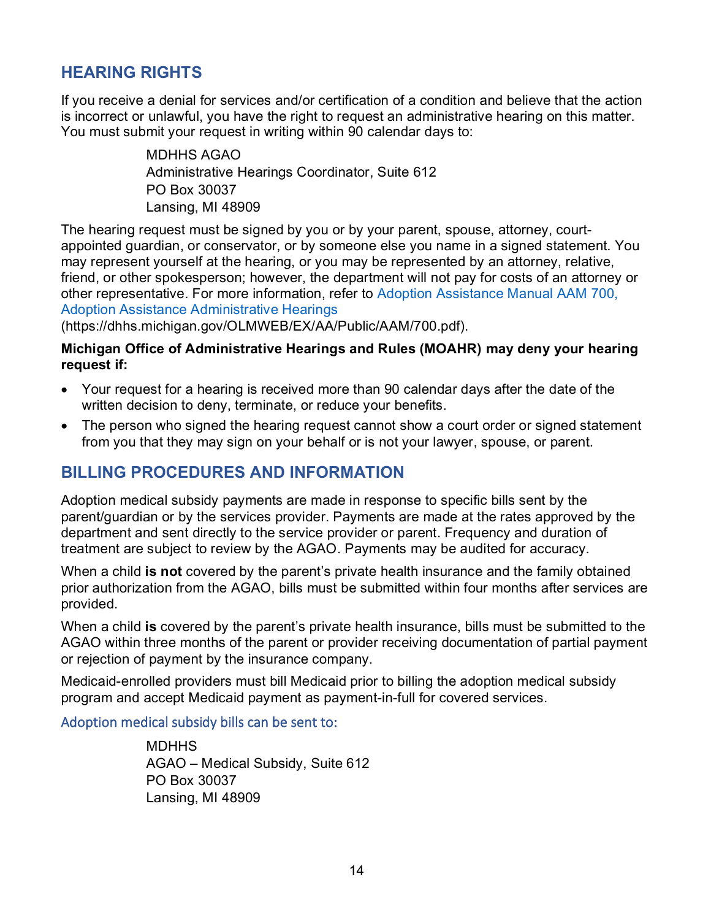## HEARING RIGHTS

If you receive a denial for services and/or certification of a condition and believe that the action is incorrect or unlawful, you have the right to request an administrative hearing on this matter. You must submit your request in writing within 90 calendar days to:

> MDHHS AGAO
> Administrative Hearings Coordinator, Suite 612
> PO Box 30037
> Lansing, MI 48909

The hearing request must be signed by you or by your parent, spouse, attorney, court-appointed guardian, or conservator, or by someone else you name in a signed statement. You may represent yourself at the hearing, or you may be represented by an attorney, relative, friend, or other spokesperson; however, the department will not pay for costs of an attorney or other representative. For more information, refer to Adoption Assistance Manual AAM 700, Adoption Assistance Administrative Hearings (https://dhhs.michigan.gov/OLMWEB/EX/AA/Public/AAM/700.pdf).

**Michigan Office of Administrative Hearings and Rules (MOAHR) may deny your hearing request if:**

- Your request for a hearing is received more than 90 calendar days after the date of the written decision to deny, terminate, or reduce your benefits.
- The person who signed the hearing request cannot show a court order or signed statement from you that they may sign on your behalf or is not your lawyer, spouse, or parent.

## BILLING PROCEDURES AND INFORMATION

Adoption medical subsidy payments are made in response to specific bills sent by the parent/guardian or by the services provider. Payments are made at the rates approved by the department and sent directly to the service provider or parent. Frequency and duration of treatment are subject to review by the AGAO. Payments may be audited for accuracy.

When a child **is not** covered by the parent's private health insurance and the family obtained prior authorization from the AGAO, bills must be submitted within four months after services are provided.

When a child **is** covered by the parent's private health insurance, bills must be submitted to the AGAO within three months of the parent or provider receiving documentation of partial payment or rejection of payment by the insurance company.

Medicaid-enrolled providers must bill Medicaid prior to billing the adoption medical subsidy program and accept Medicaid payment as payment-in-full for covered services.

### Adoption medical subsidy bills can be sent to:

> MDHHS
> AGAO – Medical Subsidy, Suite 612
> PO Box 30037
> Lansing, MI 48909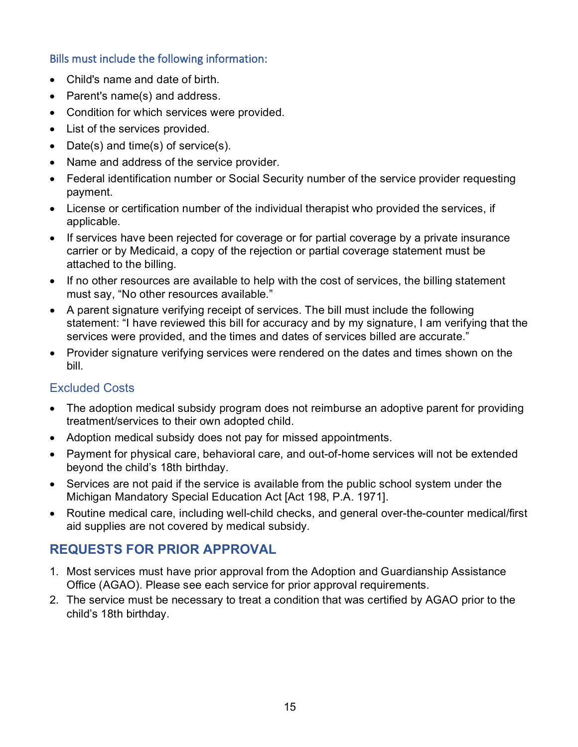### Bills must include the following information:

- Child's name and date of birth.
- Parent's name(s) and address.
- Condition for which services were provided.
- List of the services provided.
- Date(s) and time(s) of service(s).
- Name and address of the service provider.
- Federal identification number or Social Security number of the service provider requesting payment.
- License or certification number of the individual therapist who provided the services, if applicable.
- If services have been rejected for coverage or for partial coverage by a private insurance carrier or by Medicaid, a copy of the rejection or partial coverage statement must be attached to the billing.
- If no other resources are available to help with the cost of services, the billing statement must say, "No other resources available."
- A parent signature verifying receipt of services. The bill must include the following statement: "I have reviewed this bill for accuracy and by my signature, I am verifying that the services were provided, and the times and dates of services billed are accurate."
- Provider signature verifying services were rendered on the dates and times shown on the bill.

### Excluded Costs

- The adoption medical subsidy program does not reimburse an adoptive parent for providing treatment/services to their own adopted child.
- Adoption medical subsidy does not pay for missed appointments.
- Payment for physical care, behavioral care, and out-of-home services will not be extended beyond the child's 18th birthday.
- Services are not paid if the service is available from the public school system under the Michigan Mandatory Special Education Act [Act 198, P.A. 1971].
- Routine medical care, including well-child checks, and general over-the-counter medical/first aid supplies are not covered by medical subsidy.

## REQUESTS FOR PRIOR APPROVAL

1. Most services must have prior approval from the Adoption and Guardianship Assistance Office (AGAO). Please see each service for prior approval requirements.
2. The service must be necessary to treat a condition that was certified by AGAO prior to the child's 18th birthday.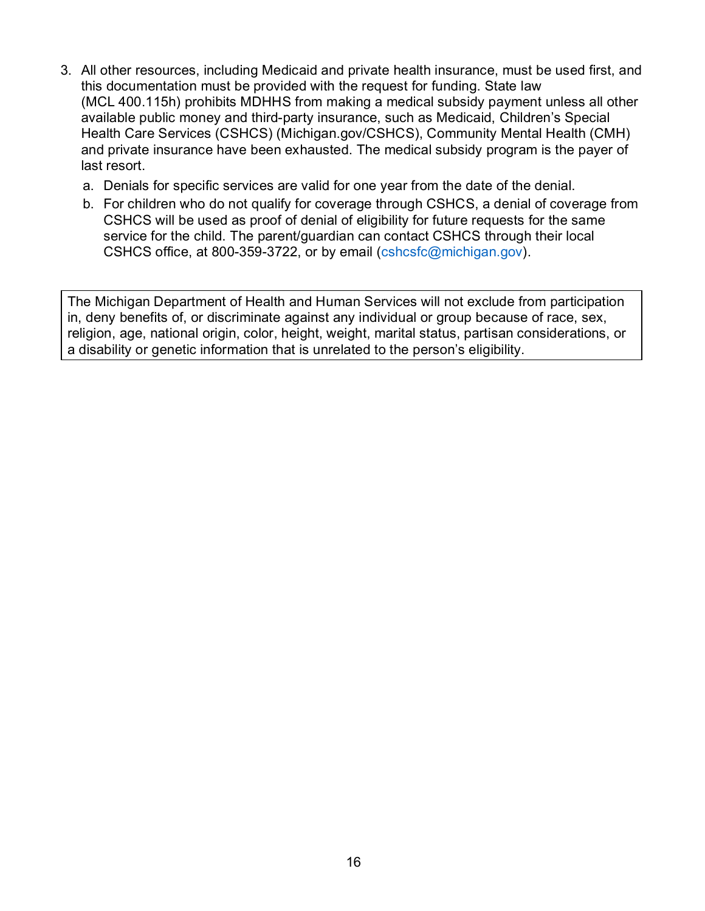3. All other resources, including Medicaid and private health insurance, must be used first, and this documentation must be provided with the request for funding. State law (MCL 400.115h) prohibits MDHHS from making a medical subsidy payment unless all other available public money and third-party insurance, such as Medicaid, Children's Special Health Care Services (CSHCS) (Michigan.gov/CSHCS), Community Mental Health (CMH) and private insurance have been exhausted. The medical subsidy program is the payer of last resort.
   a. Denials for specific services are valid for one year from the date of the denial.
   b. For children who do not qualify for coverage through CSHCS, a denial of coverage from CSHCS will be used as proof of denial of eligibility for future requests for the same service for the child. The parent/guardian can contact CSHCS through their local CSHCS office, at 800-359-3722, or by email (cshcsfc@michigan.gov).

> The Michigan Department of Health and Human Services will not exclude from participation in, deny benefits of, or discriminate against any individual or group because of race, sex, religion, age, national origin, color, height, weight, marital status, partisan considerations, or a disability or genetic information that is unrelated to the person's eligibility.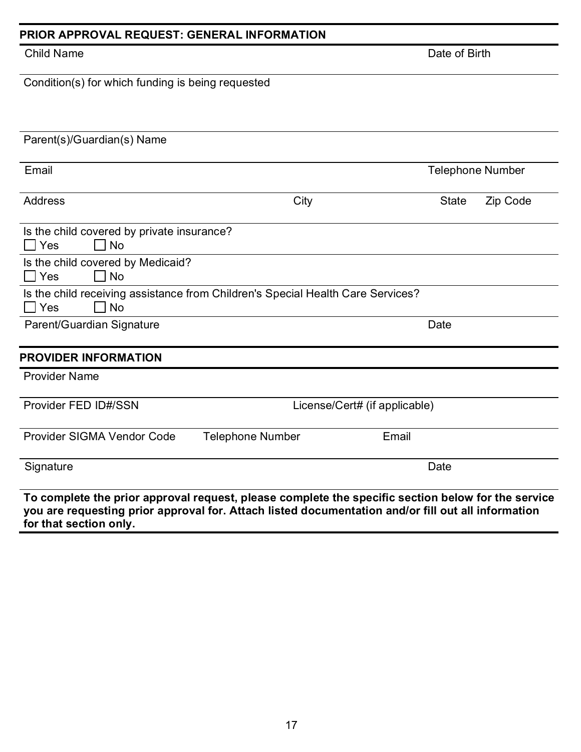## PRIOR APPROVAL REQUEST: GENERAL INFORMATION

Child Name | Date of Birth

Condition(s) for which funding is being requested

Parent(s)/Guardian(s) Name

Email | Telephone Number

Address | City | State | Zip Code

Is the child covered by private insurance?
☐ Yes ☐ No

Is the child covered by Medicaid?
☐ Yes ☐ No

Is the child receiving assistance from Children's Special Health Care Services?
☐ Yes ☐ No

Parent/Guardian Signature | Date

## PROVIDER INFORMATION

Provider Name

Provider FED ID#/SSN | License/Cert# (if applicable)

Provider SIGMA Vendor Code | Telephone Number | Email

Signature | Date

**To complete the prior approval request, please complete the specific section below for the service you are requesting prior approval for. Attach listed documentation and/or fill out all information for that section only.**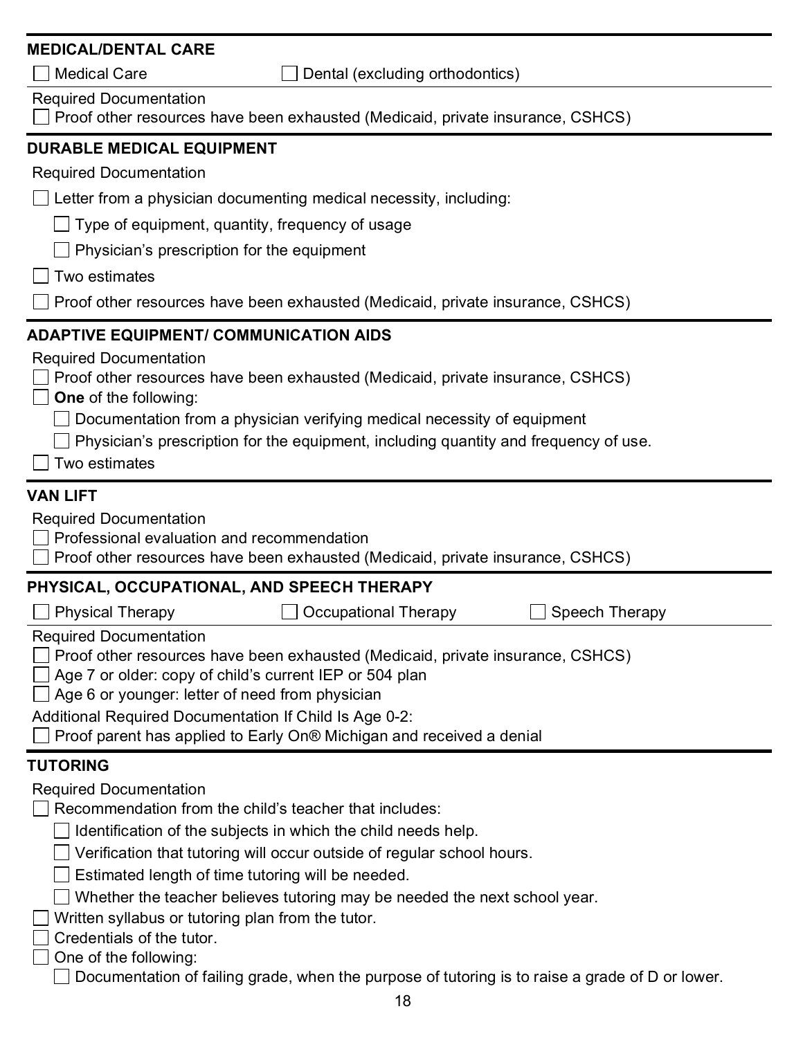## MEDICAL/DENTAL CARE

- [ ] Medical Care
- [ ] Dental (excluding orthodontics)

Required Documentation

- [ ] Proof other resources have been exhausted (Medicaid, private insurance, CSHCS)

## DURABLE MEDICAL EQUIPMENT

Required Documentation

- [ ] Letter from a physician documenting medical necessity, including:
  - [ ] Type of equipment, quantity, frequency of usage
  - [ ] Physician's prescription for the equipment
- [ ] Two estimates
- [ ] Proof other resources have been exhausted (Medicaid, private insurance, CSHCS)

## ADAPTIVE EQUIPMENT/ COMMUNICATION AIDS

Required Documentation

- [ ] Proof other resources have been exhausted (Medicaid, private insurance, CSHCS)
- [ ] **One** of the following:
  - [ ] Documentation from a physician verifying medical necessity of equipment
  - [ ] Physician's prescription for the equipment, including quantity and frequency of use.
- [ ] Two estimates

## VAN LIFT

Required Documentation

- [ ] Professional evaluation and recommendation
- [ ] Proof other resources have been exhausted (Medicaid, private insurance, CSHCS)

## PHYSICAL, OCCUPATIONAL, AND SPEECH THERAPY

- [ ] Physical Therapy
- [ ] Occupational Therapy
- [ ] Speech Therapy

Required Documentation

- [ ] Proof other resources have been exhausted (Medicaid, private insurance, CSHCS)
- [ ] Age 7 or older: copy of child's current IEP or 504 plan
- [ ] Age 6 or younger: letter of need from physician

Additional Required Documentation If Child Is Age 0-2:

- [ ] Proof parent has applied to Early On® Michigan and received a denial

## TUTORING

Required Documentation

- [ ] Recommendation from the child's teacher that includes:
  - [ ] Identification of the subjects in which the child needs help.
  - [ ] Verification that tutoring will occur outside of regular school hours.
  - [ ] Estimated length of time tutoring will be needed.
  - [ ] Whether the teacher believes tutoring may be needed the next school year.
- [ ] Written syllabus or tutoring plan from the tutor.
- [ ] Credentials of the tutor.
- [ ] One of the following:
  - [ ] Documentation of failing grade, when the purpose of tutoring is to raise a grade of D or lower.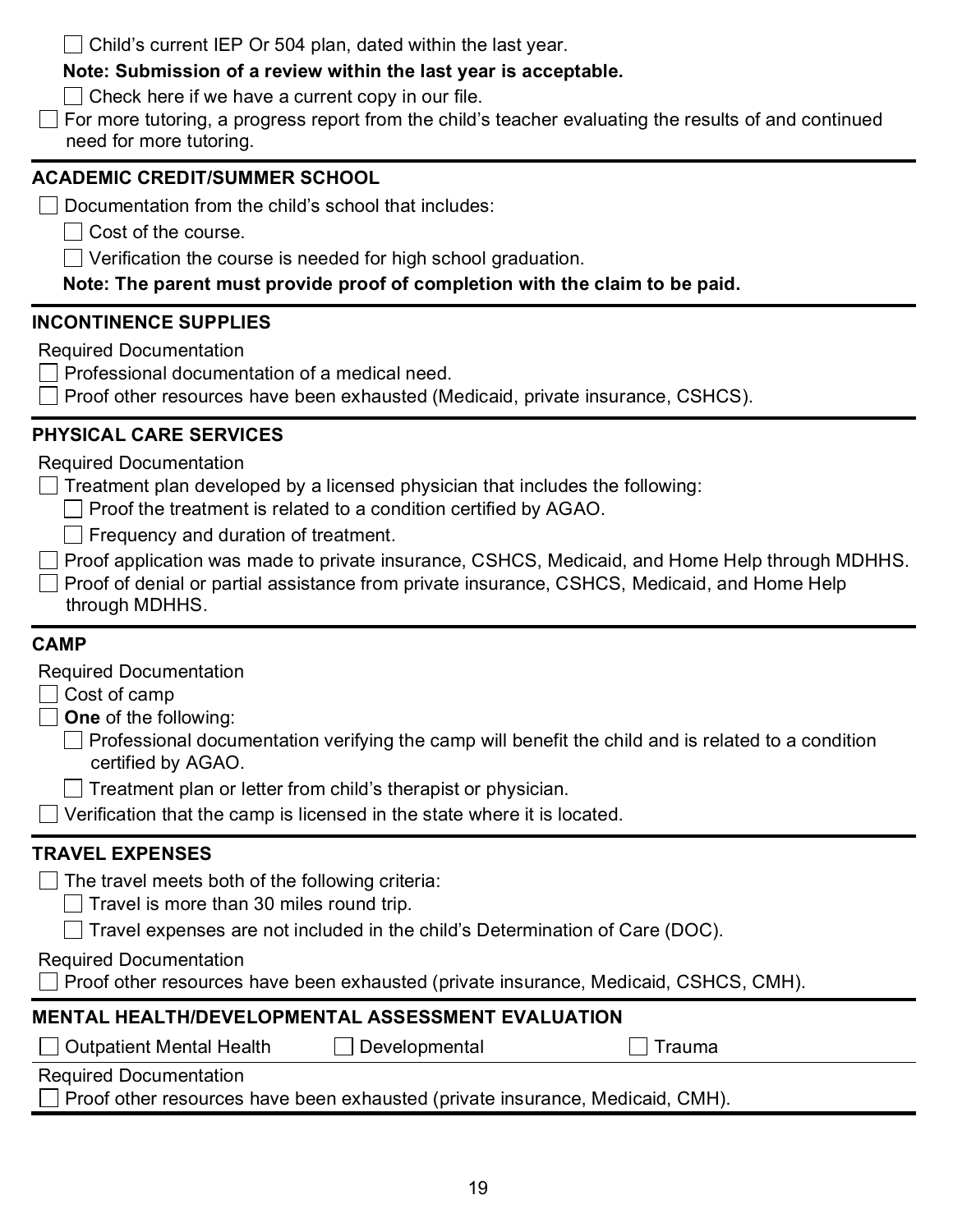- [ ] Child's current IEP Or 504 plan, dated within the last year.

  **Note: Submission of a review within the last year is acceptable.**

  - [ ] Check here if we have a current copy in our file.
- [ ] For more tutoring, a progress report from the child's teacher evaluating the results of and continued need for more tutoring.

---

### ACADEMIC CREDIT/SUMMER SCHOOL

- [ ] Documentation from the child's school that includes:
  - [ ] Cost of the course.
  - [ ] Verification the course is needed for high school graduation.

**Note: The parent must provide proof of completion with the claim to be paid.**

---

### INCONTINENCE SUPPLIES

Required Documentation

- [ ] Professional documentation of a medical need.
- [ ] Proof other resources have been exhausted (Medicaid, private insurance, CSHCS).

---

### PHYSICAL CARE SERVICES

Required Documentation

- [ ] Treatment plan developed by a licensed physician that includes the following:
  - [ ] Proof the treatment is related to a condition certified by AGAO.
  - [ ] Frequency and duration of treatment.
- [ ] Proof application was made to private insurance, CSHCS, Medicaid, and Home Help through MDHHS.
- [ ] Proof of denial or partial assistance from private insurance, CSHCS, Medicaid, and Home Help through MDHHS.

---

### CAMP

Required Documentation

- [ ] Cost of camp
- [ ] **One** of the following:
  - [ ] Professional documentation verifying the camp will benefit the child and is related to a condition certified by AGAO.
  - [ ] Treatment plan or letter from child's therapist or physician.
- [ ] Verification that the camp is licensed in the state where it is located.

---

### TRAVEL EXPENSES

- [ ] The travel meets both of the following criteria:
  - [ ] Travel is more than 30 miles round trip.
  - [ ] Travel expenses are not included in the child's Determination of Care (DOC).

Required Documentation

- [ ] Proof other resources have been exhausted (private insurance, Medicaid, CSHCS, CMH).

---

### MENTAL HEALTH/DEVELOPMENTAL ASSESSMENT EVALUATION

- [ ] Outpatient Mental Health
- [ ] Developmental
- [ ] Trauma

Required Documentation

- [ ] Proof other resources have been exhausted (private insurance, Medicaid, CMH).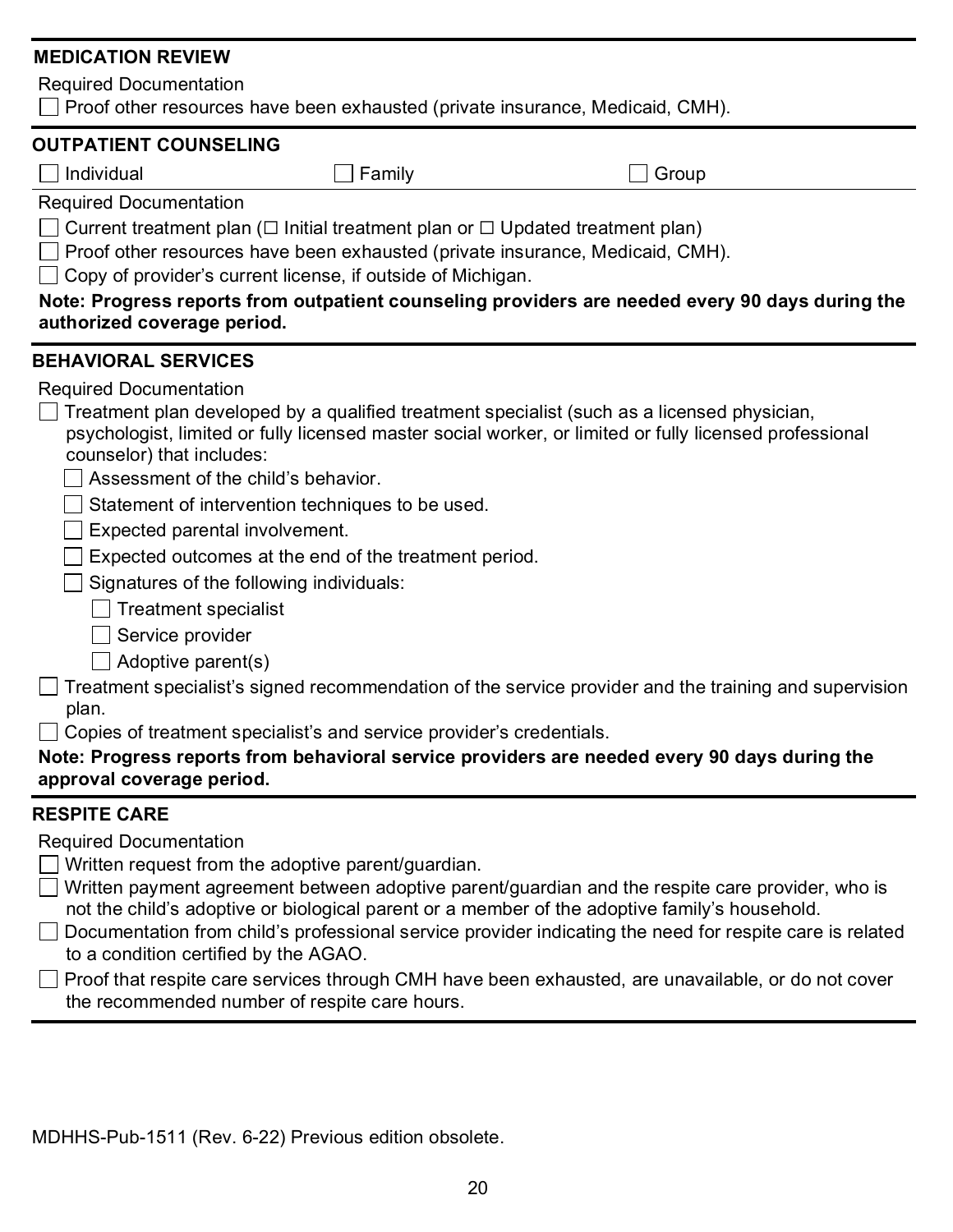## MEDICATION REVIEW

Required Documentation

- ☐ Proof other resources have been exhausted (private insurance, Medicaid, CMH).

## OUTPATIENT COUNSELING

☐ Individual ☐ Family ☐ Group

Required Documentation

- ☐ Current treatment plan (☐ Initial treatment plan or ☐ Updated treatment plan)
- ☐ Proof other resources have been exhausted (private insurance, Medicaid, CMH).
- ☐ Copy of provider's current license, if outside of Michigan.

**Note: Progress reports from outpatient counseling providers are needed every 90 days during the authorized coverage period.**

## BEHAVIORAL SERVICES

Required Documentation

- ☐ Treatment plan developed by a qualified treatment specialist (such as a licensed physician, psychologist, limited or fully licensed master social worker, or limited or fully licensed professional counselor) that includes:
  - ☐ Assessment of the child's behavior.
  - ☐ Statement of intervention techniques to be used.
  - ☐ Expected parental involvement.
  - ☐ Expected outcomes at the end of the treatment period.
  - ☐ Signatures of the following individuals:
    - ☐ Treatment specialist
    - ☐ Service provider
    - ☐ Adoptive parent(s)
- ☐ Treatment specialist's signed recommendation of the service provider and the training and supervision plan.
- ☐ Copies of treatment specialist's and service provider's credentials.

**Note: Progress reports from behavioral service providers are needed every 90 days during the approval coverage period.**

## RESPITE CARE

Required Documentation

- ☐ Written request from the adoptive parent/guardian.
- ☐ Written payment agreement between adoptive parent/guardian and the respite care provider, who is not the child's adoptive or biological parent or a member of the adoptive family's household.
- ☐ Documentation from child's professional service provider indicating the need for respite care is related to a condition certified by the AGAO.
- ☐ Proof that respite care services through CMH have been exhausted, are unavailable, or do not cover the recommended number of respite care hours.

MDHHS-Pub-1511 (Rev. 6-22) Previous edition obsolete.